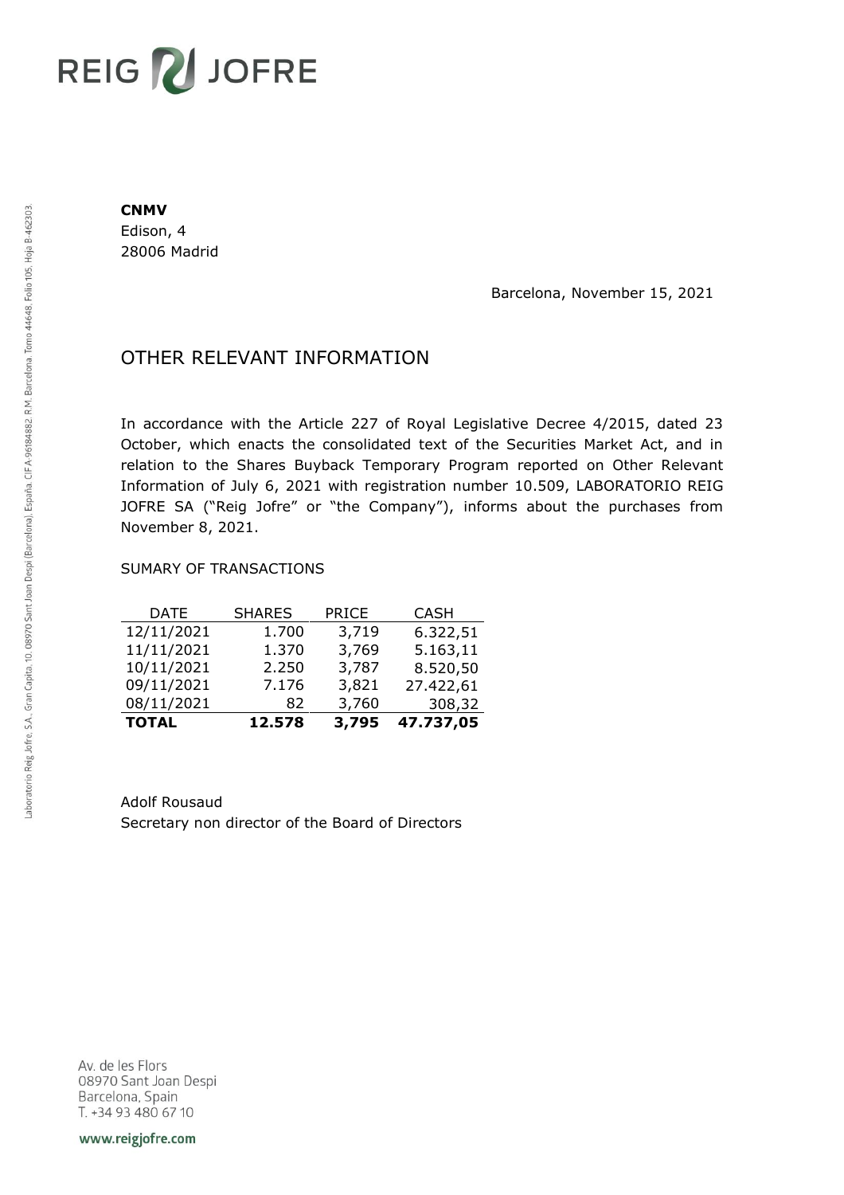**CNMV**
Edison, 4
28006 Madrid

Barcelona, November 15, 2021

## OTHER RELEVANT INFORMATION

In accordance with the Article 227 of Royal Legislative Decree 4/2015, dated 23 October, which enacts the consolidated text of the Securities Market Act, and in relation to the Shares Buyback Temporary Program reported on Other Relevant Information of July 6, 2021 with registration number 10.509, LABORATORIO REIG JOFRE SA ("Reig Jofre" or "the Company"), informs about the purchases from November 8, 2021.

SUMARY OF TRANSACTIONS

| DATE | SHARES | PRICE | CASH |
|---|---|---|---|
| 12/11/2021 | 1.700 | 3,719 | 6.322,51 |
| 11/11/2021 | 1.370 | 3,769 | 5.163,11 |
| 10/11/2021 | 2.250 | 3,787 | 8.520,50 |
| 09/11/2021 | 7.176 | 3,821 | 27.422,61 |
| 08/11/2021 | 82 | 3,760 | 308,32 |
| **TOTAL** | **12.578** | **3,795** | **47.737,05** |

Adolf Rousaud
Secretary non director of the Board of Directors

Av. de les Flors
08970 Sant Joan Despi
Barcelona, Spain
T. +34 93 480 67 10

www.reigjofre.com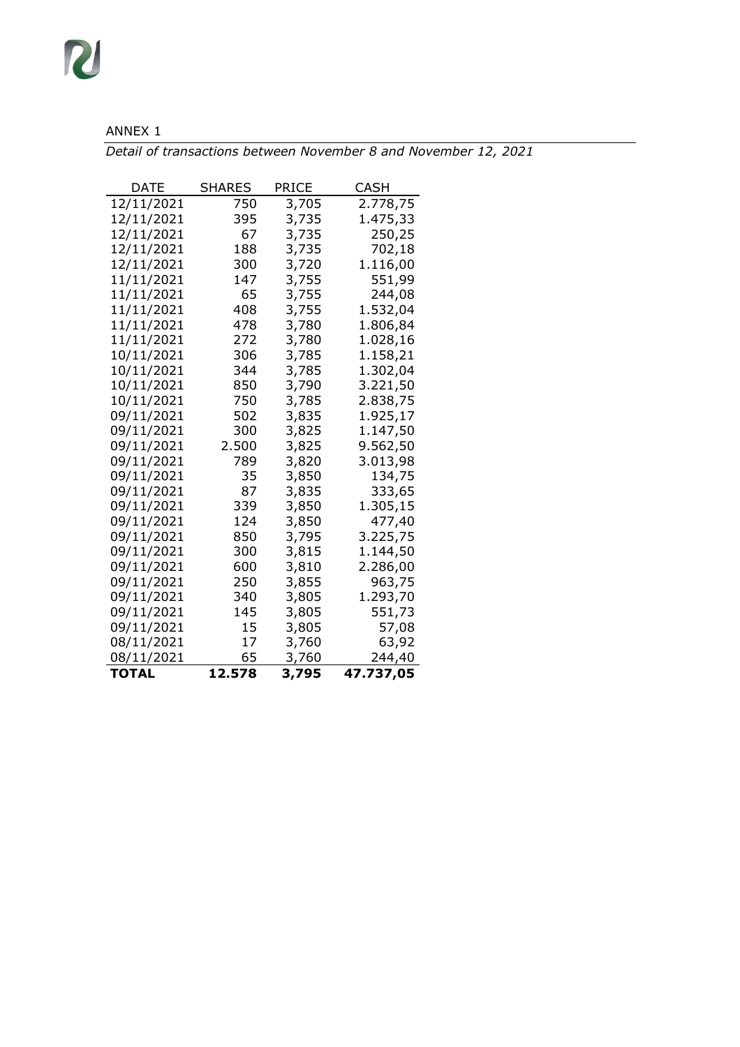ANNEX 1

*Detail of transactions between November 8 and November 12, 2021*

| DATE | SHARES | PRICE | CASH |
|---|---|---|---|
| 12/11/2021 | 750 | 3,705 | 2.778,75 |
| 12/11/2021 | 395 | 3,735 | 1.475,33 |
| 12/11/2021 | 67 | 3,735 | 250,25 |
| 12/11/2021 | 188 | 3,735 | 702,18 |
| 12/11/2021 | 300 | 3,720 | 1.116,00 |
| 11/11/2021 | 147 | 3,755 | 551,99 |
| 11/11/2021 | 65 | 3,755 | 244,08 |
| 11/11/2021 | 408 | 3,755 | 1.532,04 |
| 11/11/2021 | 478 | 3,780 | 1.806,84 |
| 11/11/2021 | 272 | 3,780 | 1.028,16 |
| 10/11/2021 | 306 | 3,785 | 1.158,21 |
| 10/11/2021 | 344 | 3,785 | 1.302,04 |
| 10/11/2021 | 850 | 3,790 | 3.221,50 |
| 10/11/2021 | 750 | 3,785 | 2.838,75 |
| 09/11/2021 | 502 | 3,835 | 1.925,17 |
| 09/11/2021 | 300 | 3,825 | 1.147,50 |
| 09/11/2021 | 2.500 | 3,825 | 9.562,50 |
| 09/11/2021 | 789 | 3,820 | 3.013,98 |
| 09/11/2021 | 35 | 3,850 | 134,75 |
| 09/11/2021 | 87 | 3,835 | 333,65 |
| 09/11/2021 | 339 | 3,850 | 1.305,15 |
| 09/11/2021 | 124 | 3,850 | 477,40 |
| 09/11/2021 | 850 | 3,795 | 3.225,75 |
| 09/11/2021 | 300 | 3,815 | 1.144,50 |
| 09/11/2021 | 600 | 3,810 | 2.286,00 |
| 09/11/2021 | 250 | 3,855 | 963,75 |
| 09/11/2021 | 340 | 3,805 | 1.293,70 |
| 09/11/2021 | 145 | 3,805 | 551,73 |
| 09/11/2021 | 15 | 3,805 | 57,08 |
| 08/11/2021 | 17 | 3,760 | 63,92 |
| 08/11/2021 | 65 | 3,760 | 244,40 |
| **TOTAL** | **12.578** | **3,795** | **47.737,05** |